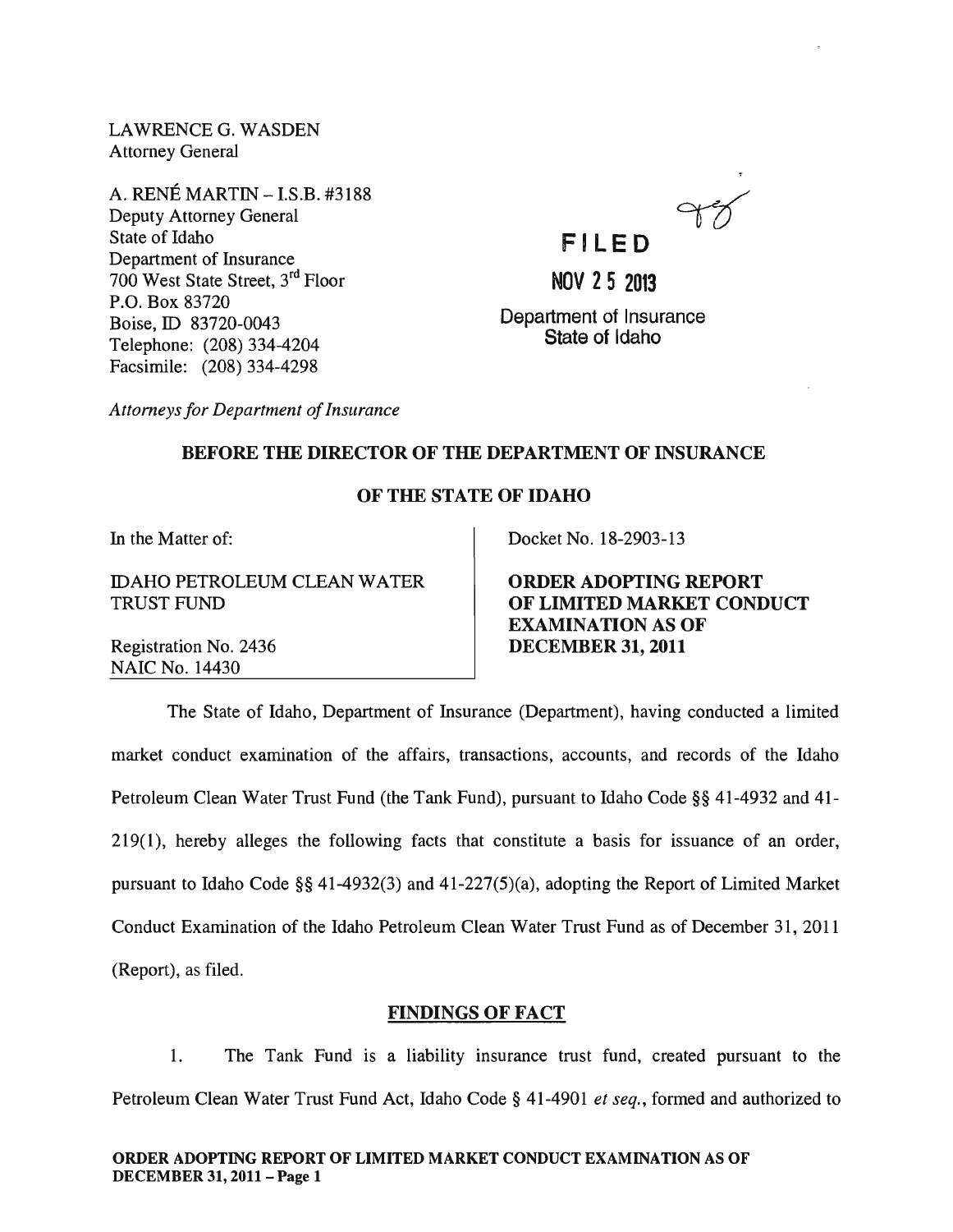LAWRENCE G. WASDEN
Attorney General

A. RENÉ MARTIN – I.S.B. #3188
Deputy Attorney General
State of Idaho
Department of Insurance
700 West State Street, 3rd Floor
P.O. Box 83720
Boise, ID 83720-0043
Telephone: (208) 334-4204
Facsimile: (208) 334-4298

**FILED**

**NOV 25 2013**

Department of Insurance
State of Idaho

*Attorneys for Department of Insurance*

**BEFORE THE DIRECTOR OF THE DEPARTMENT OF INSURANCE**

**OF THE STATE OF IDAHO**

| | |
|---|---|
| In the Matter of:<br><br>IDAHO PETROLEUM CLEAN WATER TRUST FUND<br><br>Registration No. 2436<br>NAIC No. 14430 | Docket No. 18-2903-13<br><br>**ORDER ADOPTING REPORT OF LIMITED MARKET CONDUCT EXAMINATION AS OF DECEMBER 31, 2011** |

The State of Idaho, Department of Insurance (Department), having conducted a limited market conduct examination of the affairs, transactions, accounts, and records of the Idaho Petroleum Clean Water Trust Fund (the Tank Fund), pursuant to Idaho Code §§ 41-4932 and 41-219(1), hereby alleges the following facts that constitute a basis for issuance of an order, pursuant to Idaho Code §§ 41-4932(3) and 41-227(5)(a), adopting the Report of Limited Market Conduct Examination of the Idaho Petroleum Clean Water Trust Fund as of December 31, 2011 (Report), as filed.

## FINDINGS OF FACT

1. The Tank Fund is a liability insurance trust fund, created pursuant to the Petroleum Clean Water Trust Fund Act, Idaho Code § 41-4901 *et seq.*, formed and authorized to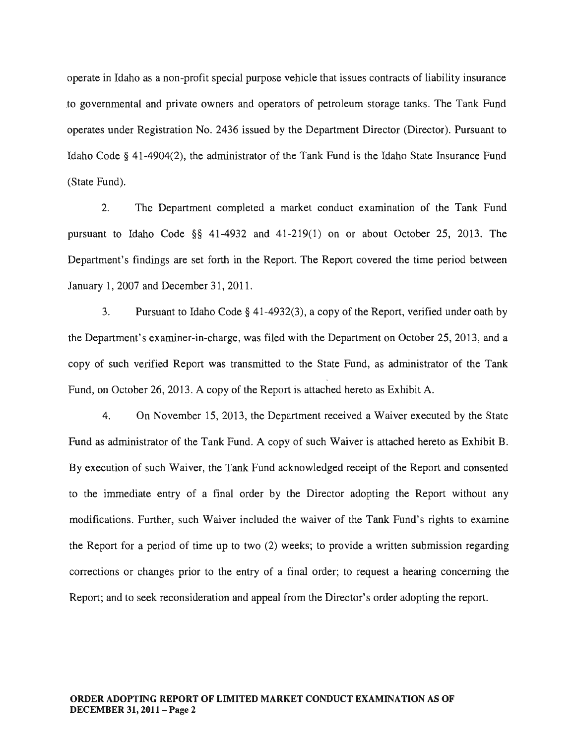operate in Idaho as a non-profit special purpose vehicle that issues contracts of liability insurance to governmental and private owners and operators of petroleum storage tanks. The Tank Fund operates under Registration No. 2436 issued by the Department Director (Director). Pursuant to Idaho Code § 41-4904(2), the administrator of the Tank Fund is the Idaho State Insurance Fund (State Fund).

2. The Department completed a market conduct examination of the Tank Fund pursuant to Idaho Code §§ 41-4932 and 41-219(1) on or about October 25, 2013. The Department's findings are set forth in the Report. The Report covered the time period between January 1, 2007 and December 31, 2011.

3. Pursuant to Idaho Code § 41-4932(3), a copy of the Report, verified under oath by the Department's examiner-in-charge, was filed with the Department on October 25, 2013, and a copy of such verified Report was transmitted to the State Fund, as administrator of the Tank Fund, on October 26, 2013. A copy of the Report is attached hereto as Exhibit A.

4. On November 15, 2013, the Department received a Waiver executed by the State Fund as administrator of the Tank Fund. A copy of such Waiver is attached hereto as Exhibit B. By execution of such Waiver, the Tank Fund acknowledged receipt of the Report and consented to the immediate entry of a final order by the Director adopting the Report without any modifications. Further, such Waiver included the waiver of the Tank Fund's rights to examine the Report for a period of time up to two (2) weeks; to provide a written submission regarding corrections or changes prior to the entry of a final order; to request a hearing concerning the Report; and to seek reconsideration and appeal from the Director's order adopting the report.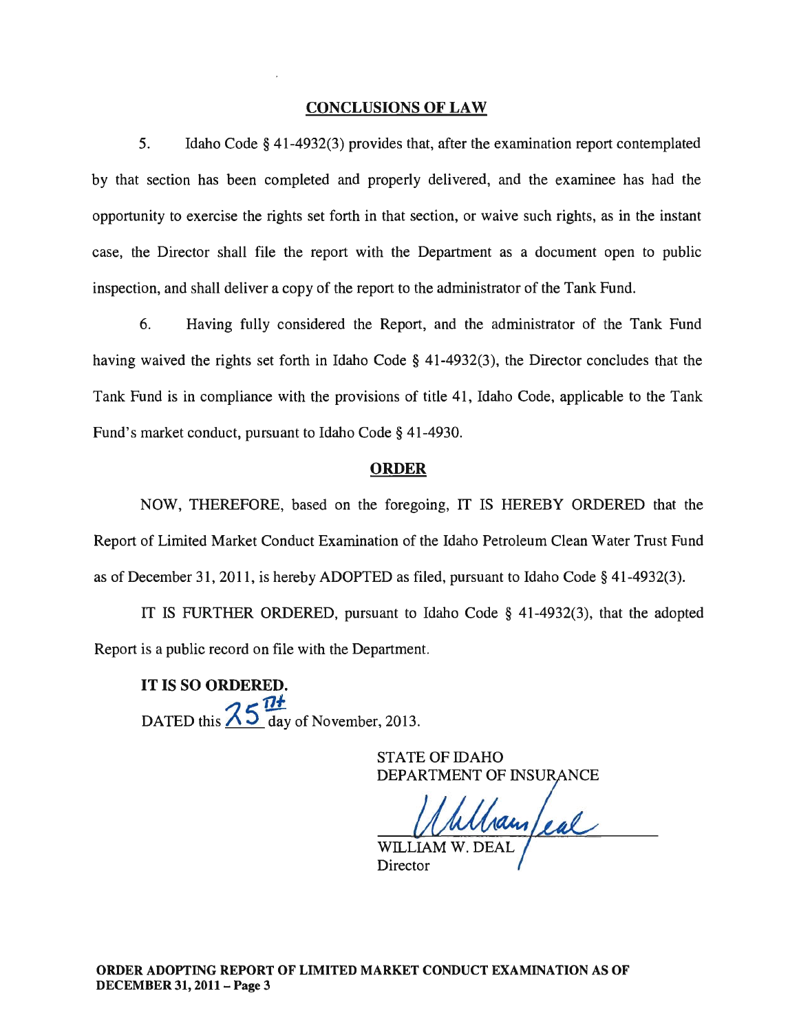## CONCLUSIONS OF LAW

5. Idaho Code § 41-4932(3) provides that, after the examination report contemplated by that section has been completed and properly delivered, and the examinee has had the opportunity to exercise the rights set forth in that section, or waive such rights, as in the instant case, the Director shall file the report with the Department as a document open to public inspection, and shall deliver a copy of the report to the administrator of the Tank Fund.

6. Having fully considered the Report, and the administrator of the Tank Fund having waived the rights set forth in Idaho Code § 41-4932(3), the Director concludes that the Tank Fund is in compliance with the provisions of title 41, Idaho Code, applicable to the Tank Fund's market conduct, pursuant to Idaho Code § 41-4930.

## ORDER

NOW, THEREFORE, based on the foregoing, IT IS HEREBY ORDERED that the Report of Limited Market Conduct Examination of the Idaho Petroleum Clean Water Trust Fund as of December 31, 2011, is hereby ADOPTED as filed, pursuant to Idaho Code § 41-4932(3).

IT IS FURTHER ORDERED, pursuant to Idaho Code § 41-4932(3), that the adopted Report is a public record on file with the Department.

**IT IS SO ORDERED.**

DATED this 25th day of November, 2013.

STATE OF IDAHO
DEPARTMENT OF INSURANCE

William Deal

WILLIAM W. DEAL
Director

**ORDER ADOPTING REPORT OF LIMITED MARKET CONDUCT EXAMINATION AS OF DECEMBER 31, 2011**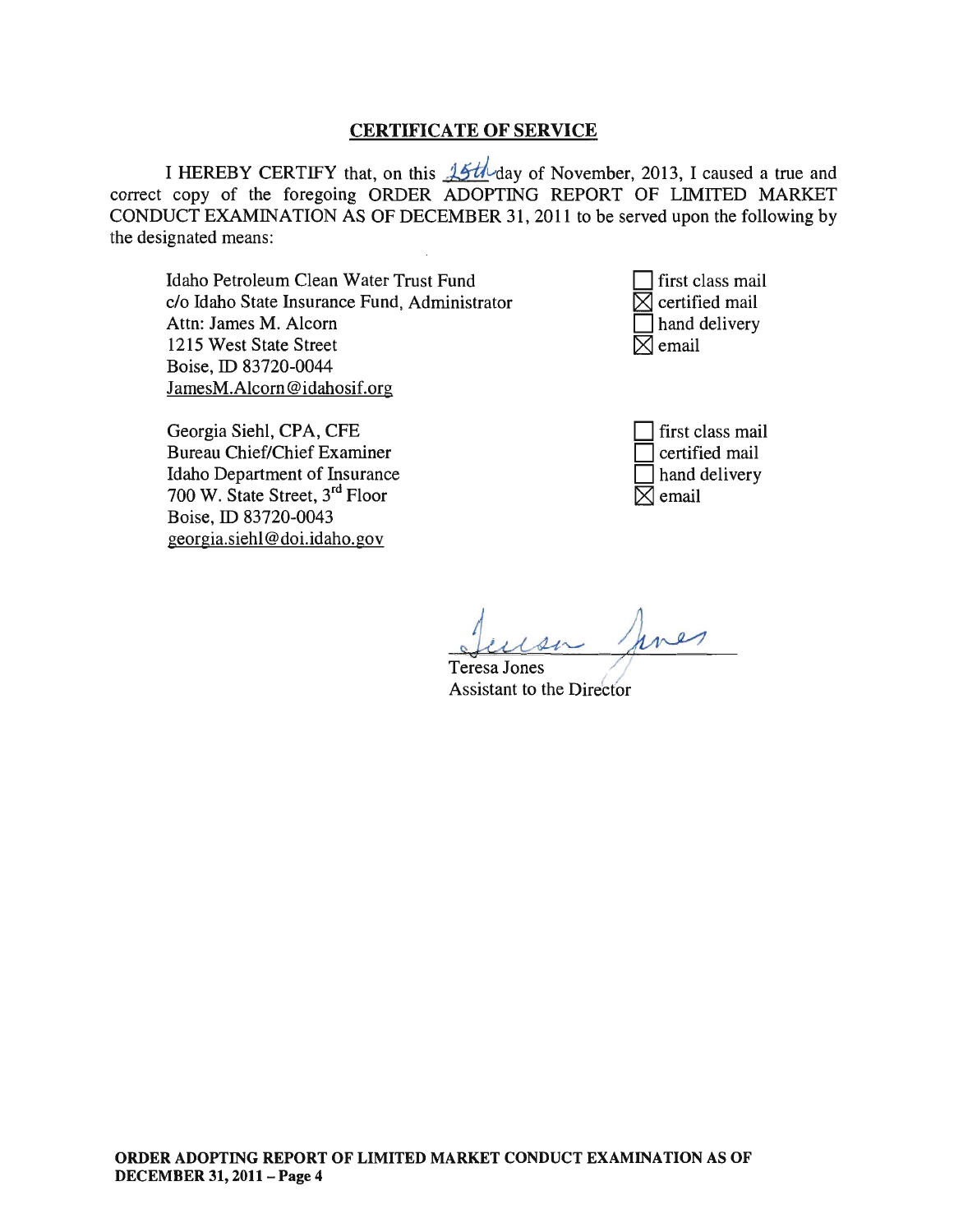## CERTIFICATE OF SERVICE

I HEREBY CERTIFY that, on this 15th day of November, 2013, I caused a true and correct copy of the foregoing ORDER ADOPTING REPORT OF LIMITED MARKET CONDUCT EXAMINATION AS OF DECEMBER 31, 2011 to be served upon the following by the designated means:

Idaho Petroleum Clean Water Trust Fund
c/o Idaho State Insurance Fund, Administrator
Attn: James M. Alcorn
1215 West State Street
Boise, ID 83720-0044
JamesM.Alcorn@idahosif.org

- [ ] first class mail
- [x] certified mail
- [ ] hand delivery
- [x] email

Georgia Siehl, CPA, CFE
Bureau Chief/Chief Examiner
Idaho Department of Insurance
700 W. State Street, 3rd Floor
Boise, ID 83720-0043
georgia.siehl@doi.idaho.gov

- [ ] first class mail
- [ ] certified mail
- [ ] hand delivery
- [x] email

Teresa Jones
Assistant to the Director

**ORDER ADOPTING REPORT OF LIMITED MARKET CONDUCT EXAMINATION AS OF DECEMBER 31, 2011 – Page 4**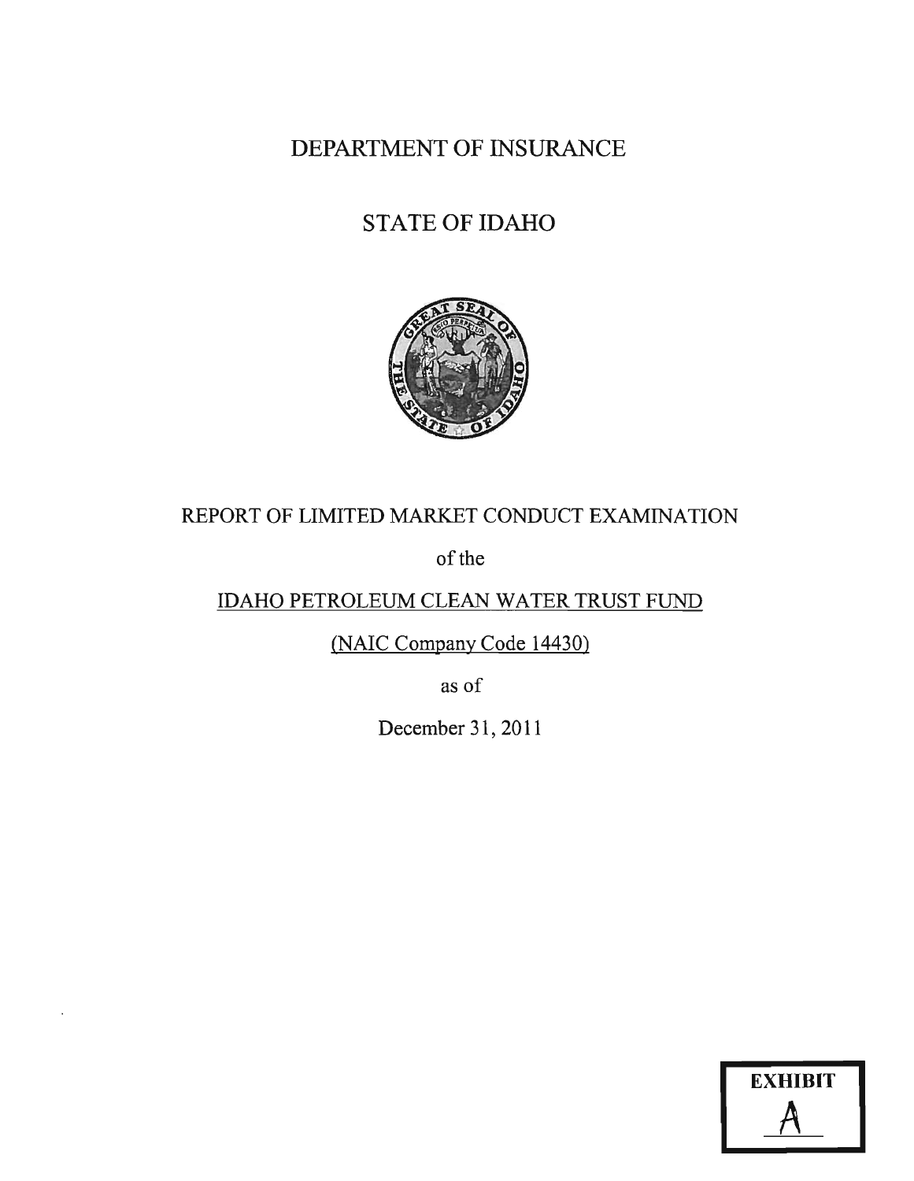# DEPARTMENT OF INSURANCE

# STATE OF IDAHO

## REPORT OF LIMITED MARKET CONDUCT EXAMINATION

of the

IDAHO PETROLEUM CLEAN WATER TRUST FUND

(NAIC Company Code 14430)

as of

December 31, 2011

EXHIBIT

A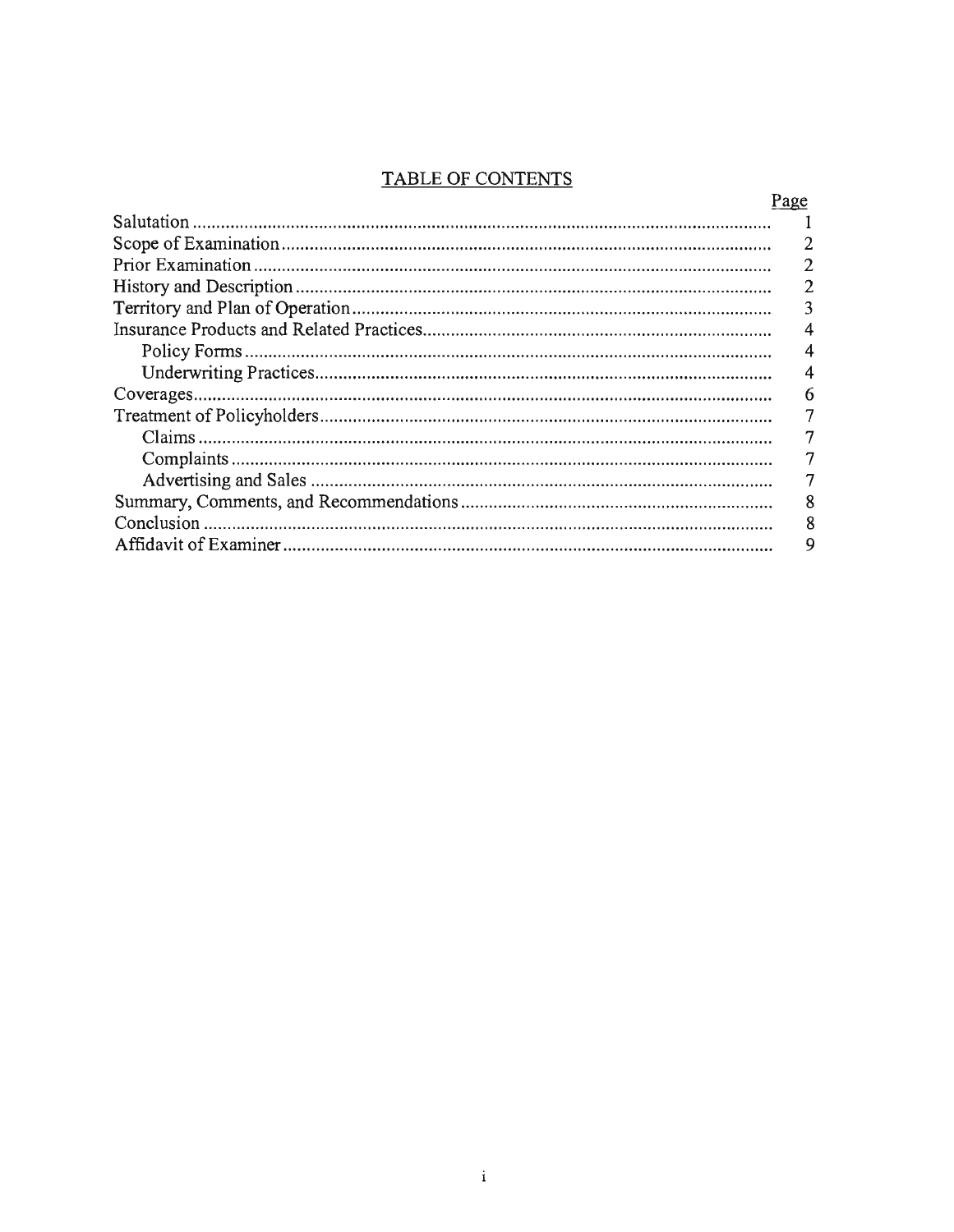# TABLE OF CONTENTS

| | Page |
|---|---|
| Salutation | 1 |
| Scope of Examination | 2 |
| Prior Examination | 2 |
| History and Description | 2 |
| Territory and Plan of Operation | 3 |
| Insurance Products and Related Practices | 4 |
| Policy Forms | 4 |
| Underwriting Practices | 4 |
| Coverages | 6 |
| Treatment of Policyholders | 7 |
| Claims | 7 |
| Complaints | 7 |
| Advertising and Sales | 7 |
| Summary, Comments, and Recommendations | 8 |
| Conclusion | 8 |
| Affidavit of Examiner | 9 |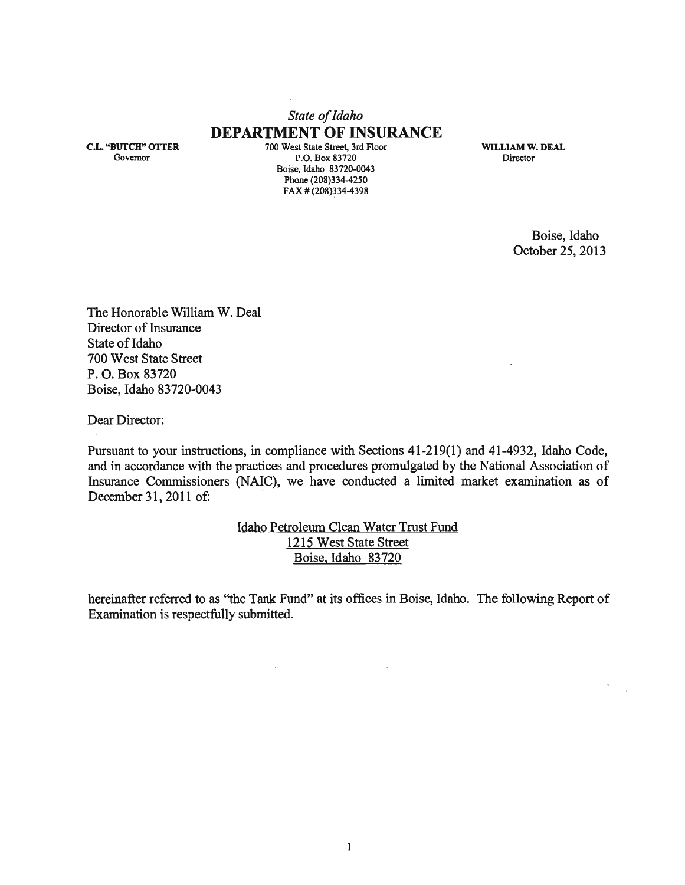*State of Idaho*
**DEPARTMENT OF INSURANCE**

**C.L. "BUTCH" OTTER**
Governor

700 West State Street, 3rd Floor
P.O. Box 83720
Boise, Idaho 83720-0043
Phone (208)334-4250
FAX # (208)334-4398

**WILLIAM W. DEAL**
Director

Boise, Idaho
October 25, 2013

The Honorable William W. Deal
Director of Insurance
State of Idaho
700 West State Street
P. O. Box 83720
Boise, Idaho 83720-0043

Dear Director:

Pursuant to your instructions, in compliance with Sections 41-219(1) and 41-4932, Idaho Code, and in accordance with the practices and procedures promulgated by the National Association of Insurance Commissioners (NAIC), we have conducted a limited market examination as of December 31, 2011 of:

Idaho Petroleum Clean Water Trust Fund
1215 West State Street
Boise, Idaho 83720

hereinafter referred to as "the Tank Fund" at its offices in Boise, Idaho. The following Report of Examination is respectfully submitted.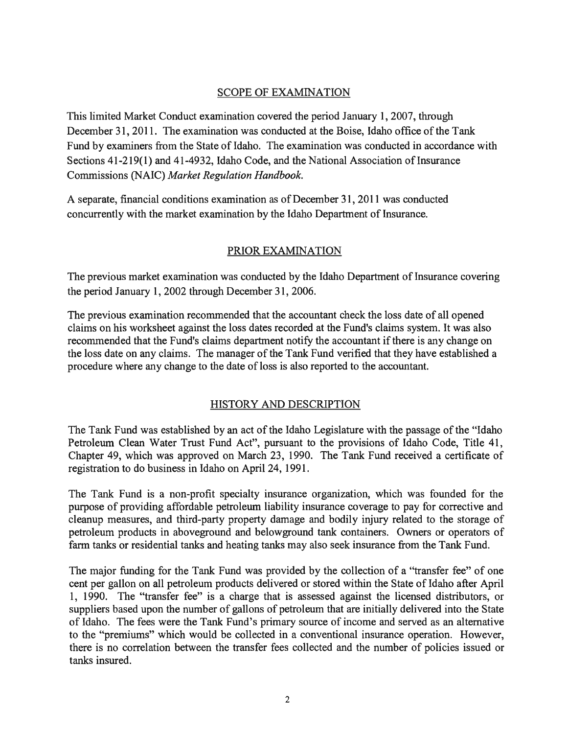## SCOPE OF EXAMINATION

This limited Market Conduct examination covered the period January 1, 2007, through December 31, 2011. The examination was conducted at the Boise, Idaho office of the Tank Fund by examiners from the State of Idaho. The examination was conducted in accordance with Sections 41-219(1) and 41-4932, Idaho Code, and the National Association of Insurance Commissions (NAIC) *Market Regulation Handbook.*

A separate, financial conditions examination as of December 31, 2011 was conducted concurrently with the market examination by the Idaho Department of Insurance.

## PRIOR EXAMINATION

The previous market examination was conducted by the Idaho Department of Insurance covering the period January 1, 2002 through December 31, 2006.

The previous examination recommended that the accountant check the loss date of all opened claims on his worksheet against the loss dates recorded at the Fund's claims system. It was also recommended that the Fund's claims department notify the accountant if there is any change on the loss date on any claims. The manager of the Tank Fund verified that they have established a procedure where any change to the date of loss is also reported to the accountant.

## HISTORY AND DESCRIPTION

The Tank Fund was established by an act of the Idaho Legislature with the passage of the "Idaho Petroleum Clean Water Trust Fund Act", pursuant to the provisions of Idaho Code, Title 41, Chapter 49, which was approved on March 23, 1990. The Tank Fund received a certificate of registration to do business in Idaho on April 24, 1991.

The Tank Fund is a non-profit specialty insurance organization, which was founded for the purpose of providing affordable petroleum liability insurance coverage to pay for corrective and cleanup measures, and third-party property damage and bodily injury related to the storage of petroleum products in aboveground and belowground tank containers. Owners or operators of farm tanks or residential tanks and heating tanks may also seek insurance from the Tank Fund.

The major funding for the Tank Fund was provided by the collection of a "transfer fee" of one cent per gallon on all petroleum products delivered or stored within the State of Idaho after April 1, 1990. The "transfer fee" is a charge that is assessed against the licensed distributors, or suppliers based upon the number of gallons of petroleum that are initially delivered into the State of Idaho. The fees were the Tank Fund's primary source of income and served as an alternative to the "premiums" which would be collected in a conventional insurance operation. However, there is no correlation between the transfer fees collected and the number of policies issued or tanks insured.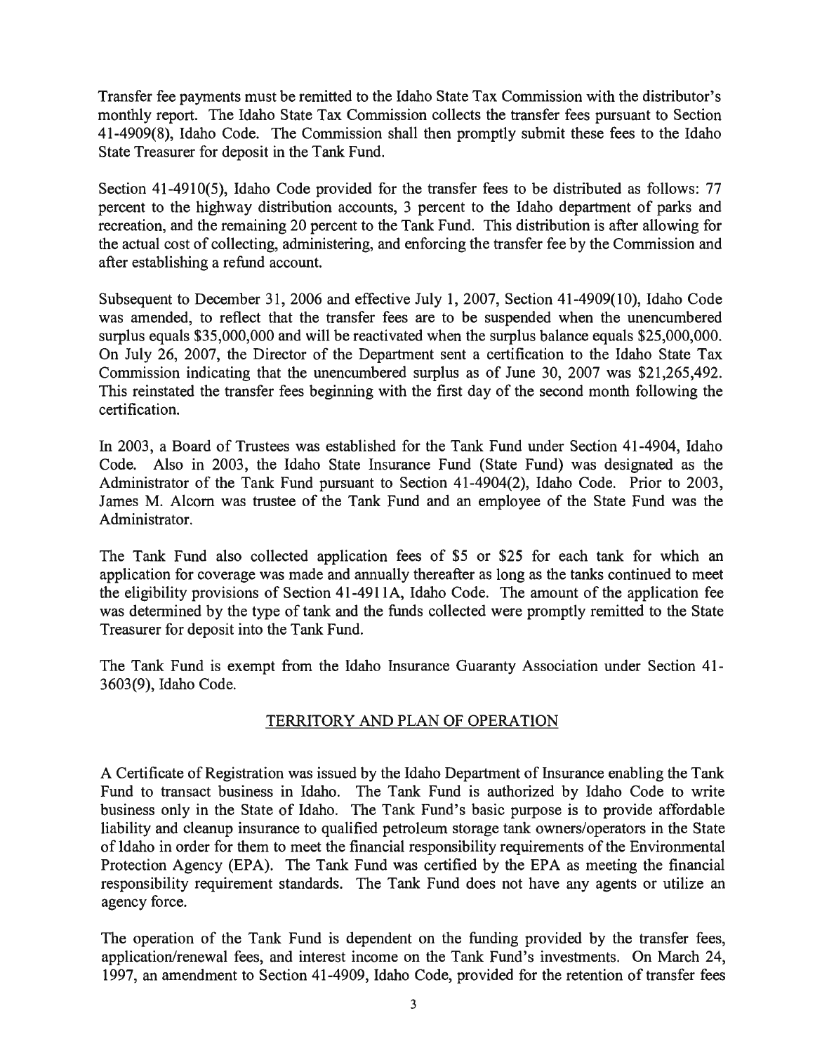Transfer fee payments must be remitted to the Idaho State Tax Commission with the distributor's monthly report. The Idaho State Tax Commission collects the transfer fees pursuant to Section 41-4909(8), Idaho Code. The Commission shall then promptly submit these fees to the Idaho State Treasurer for deposit in the Tank Fund.

Section 41-4910(5), Idaho Code provided for the transfer fees to be distributed as follows: 77 percent to the highway distribution accounts, 3 percent to the Idaho department of parks and recreation, and the remaining 20 percent to the Tank Fund. This distribution is after allowing for the actual cost of collecting, administering, and enforcing the transfer fee by the Commission and after establishing a refund account.

Subsequent to December 31, 2006 and effective July 1, 2007, Section 41-4909(10), Idaho Code was amended, to reflect that the transfer fees are to be suspended when the unencumbered surplus equals $35,000,000 and will be reactivated when the surplus balance equals $25,000,000. On July 26, 2007, the Director of the Department sent a certification to the Idaho State Tax Commission indicating that the unencumbered surplus as of June 30, 2007 was $21,265,492. This reinstated the transfer fees beginning with the first day of the second month following the certification.

In 2003, a Board of Trustees was established for the Tank Fund under Section 41-4904, Idaho Code. Also in 2003, the Idaho State Insurance Fund (State Fund) was designated as the Administrator of the Tank Fund pursuant to Section 41-4904(2), Idaho Code. Prior to 2003, James M. Alcorn was trustee of the Tank Fund and an employee of the State Fund was the Administrator.

The Tank Fund also collected application fees of $5 or $25 for each tank for which an application for coverage was made and annually thereafter as long as the tanks continued to meet the eligibility provisions of Section 41-4911A, Idaho Code. The amount of the application fee was determined by the type of tank and the funds collected were promptly remitted to the State Treasurer for deposit into the Tank Fund.

The Tank Fund is exempt from the Idaho Insurance Guaranty Association under Section 41-3603(9), Idaho Code.

## TERRITORY AND PLAN OF OPERATION

A Certificate of Registration was issued by the Idaho Department of Insurance enabling the Tank Fund to transact business in Idaho. The Tank Fund is authorized by Idaho Code to write business only in the State of Idaho. The Tank Fund's basic purpose is to provide affordable liability and cleanup insurance to qualified petroleum storage tank owners/operators in the State of Idaho in order for them to meet the financial responsibility requirements of the Environmental Protection Agency (EPA). The Tank Fund was certified by the EPA as meeting the financial responsibility requirement standards. The Tank Fund does not have any agents or utilize an agency force.

The operation of the Tank Fund is dependent on the funding provided by the transfer fees, application/renewal fees, and interest income on the Tank Fund's investments. On March 24, 1997, an amendment to Section 41-4909, Idaho Code, provided for the retention of transfer fees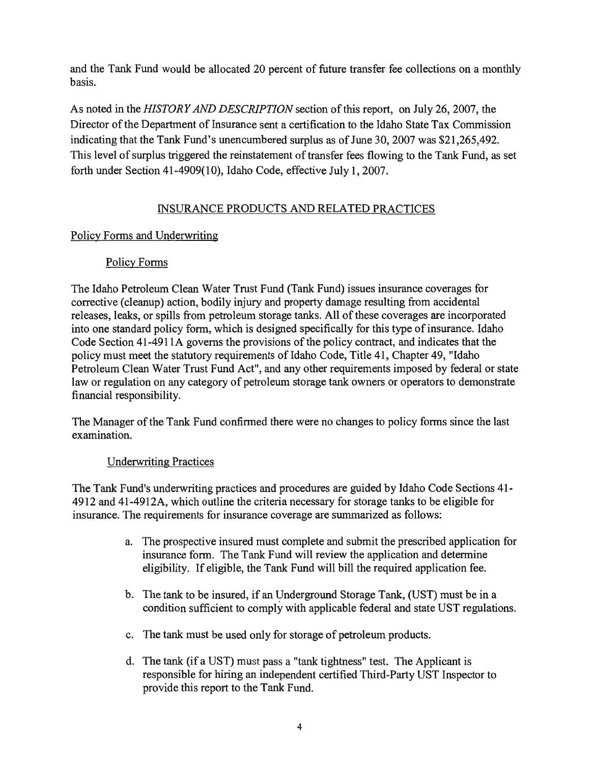and the Tank Fund would be allocated 20 percent of future transfer fee collections on a monthly basis.

As noted in the *HISTORY AND DESCRIPTION* section of this report, on July 26, 2007, the Director of the Department of Insurance sent a certification to the Idaho State Tax Commission indicating that the Tank Fund's unencumbered surplus as of June 30, 2007 was $21,265,492. This level of surplus triggered the reinstatement of transfer fees flowing to the Tank Fund, as set forth under Section 41-4909(10), Idaho Code, effective July 1, 2007.

## INSURANCE PRODUCTS AND RELATED PRACTICES

### Policy Forms and Underwriting

#### Policy Forms

The Idaho Petroleum Clean Water Trust Fund (Tank Fund) issues insurance coverages for corrective (cleanup) action, bodily injury and property damage resulting from accidental releases, leaks, or spills from petroleum storage tanks. All of these coverages are incorporated into one standard policy form, which is designed specifically for this type of insurance. Idaho Code Section 41-4911A governs the provisions of the policy contract, and indicates that the policy must meet the statutory requirements of Idaho Code, Title 41, Chapter 49, "Idaho Petroleum Clean Water Trust Fund Act", and any other requirements imposed by federal or state law or regulation on any category of petroleum storage tank owners or operators to demonstrate financial responsibility.

The Manager of the Tank Fund confirmed there were no changes to policy forms since the last examination.

#### Underwriting Practices

The Tank Fund's underwriting practices and procedures are guided by Idaho Code Sections 41-4912 and 41-4912A, which outline the criteria necessary for storage tanks to be eligible for insurance. The requirements for insurance coverage are summarized as follows:

a. The prospective insured must complete and submit the prescribed application for insurance form. The Tank Fund will review the application and determine eligibility. If eligible, the Tank Fund will bill the required application fee.

b. The tank to be insured, if an Underground Storage Tank, (UST) must be in a condition sufficient to comply with applicable federal and state UST regulations.

c. The tank must be used only for storage of petroleum products.

d. The tank (if a UST) must pass a "tank tightness" test. The Applicant is responsible for hiring an independent certified Third-Party UST Inspector to provide this report to the Tank Fund.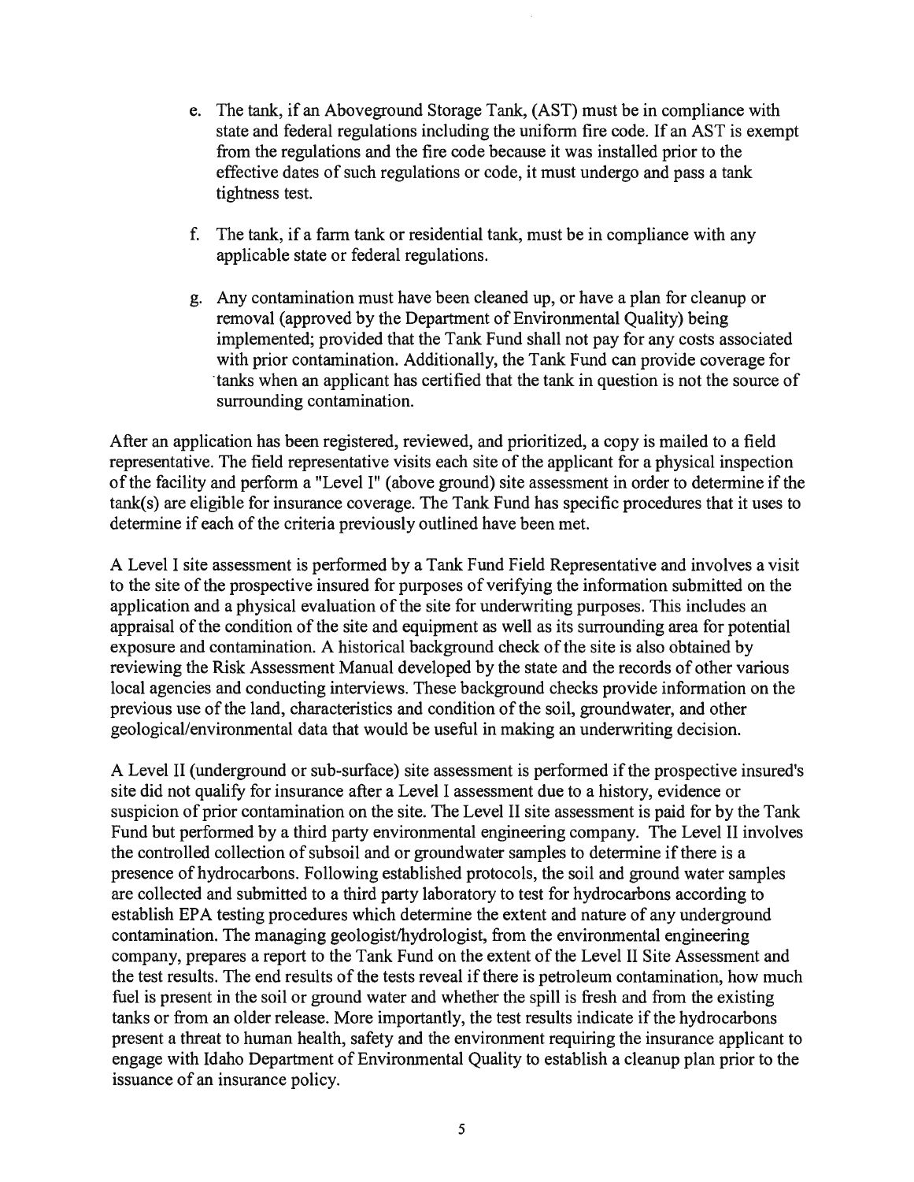e. The tank, if an Aboveground Storage Tank, (AST) must be in compliance with state and federal regulations including the uniform fire code. If an AST is exempt from the regulations and the fire code because it was installed prior to the effective dates of such regulations or code, it must undergo and pass a tank tightness test.

f. The tank, if a farm tank or residential tank, must be in compliance with any applicable state or federal regulations.

g. Any contamination must have been cleaned up, or have a plan for cleanup or removal (approved by the Department of Environmental Quality) being implemented; provided that the Tank Fund shall not pay for any costs associated with prior contamination. Additionally, the Tank Fund can provide coverage for tanks when an applicant has certified that the tank in question is not the source of surrounding contamination.

After an application has been registered, reviewed, and prioritized, a copy is mailed to a field representative. The field representative visits each site of the applicant for a physical inspection of the facility and perform a "Level I" (above ground) site assessment in order to determine if the tank(s) are eligible for insurance coverage. The Tank Fund has specific procedures that it uses to determine if each of the criteria previously outlined have been met.

A Level I site assessment is performed by a Tank Fund Field Representative and involves a visit to the site of the prospective insured for purposes of verifying the information submitted on the application and a physical evaluation of the site for underwriting purposes. This includes an appraisal of the condition of the site and equipment as well as its surrounding area for potential exposure and contamination. A historical background check of the site is also obtained by reviewing the Risk Assessment Manual developed by the state and the records of other various local agencies and conducting interviews. These background checks provide information on the previous use of the land, characteristics and condition of the soil, groundwater, and other geological/environmental data that would be useful in making an underwriting decision.

A Level II (underground or sub-surface) site assessment is performed if the prospective insured's site did not qualify for insurance after a Level I assessment due to a history, evidence or suspicion of prior contamination on the site. The Level II site assessment is paid for by the Tank Fund but performed by a third party environmental engineering company. The Level II involves the controlled collection of subsoil and or groundwater samples to determine if there is a presence of hydrocarbons. Following established protocols, the soil and ground water samples are collected and submitted to a third party laboratory to test for hydrocarbons according to establish EPA testing procedures which determine the extent and nature of any underground contamination. The managing geologist/hydrologist, from the environmental engineering company, prepares a report to the Tank Fund on the extent of the Level II Site Assessment and the test results. The end results of the tests reveal if there is petroleum contamination, how much fuel is present in the soil or ground water and whether the spill is fresh and from the existing tanks or from an older release. More importantly, the test results indicate if the hydrocarbons present a threat to human health, safety and the environment requiring the insurance applicant to engage with Idaho Department of Environmental Quality to establish a cleanup plan prior to the issuance of an insurance policy.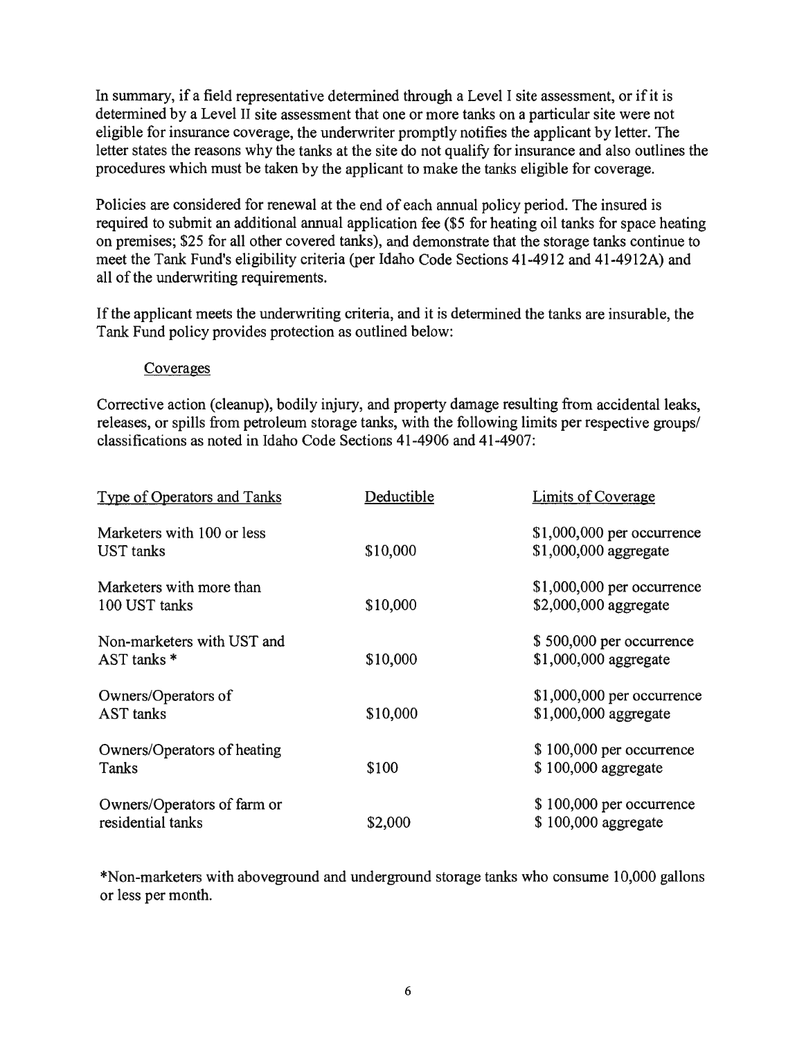In summary, if a field representative determined through a Level I site assessment, or if it is determined by a Level II site assessment that one or more tanks on a particular site were not eligible for insurance coverage, the underwriter promptly notifies the applicant by letter. The letter states the reasons why the tanks at the site do not qualify for insurance and also outlines the procedures which must be taken by the applicant to make the tanks eligible for coverage.

Policies are considered for renewal at the end of each annual policy period. The insured is required to submit an additional annual application fee ($5 for heating oil tanks for space heating on premises; $25 for all other covered tanks), and demonstrate that the storage tanks continue to meet the Tank Fund's eligibility criteria (per Idaho Code Sections 41-4912 and 41-4912A) and all of the underwriting requirements.

If the applicant meets the underwriting criteria, and it is determined the tanks are insurable, the Tank Fund policy provides protection as outlined below:

Coverages

Corrective action (cleanup), bodily injury, and property damage resulting from accidental leaks, releases, or spills from petroleum storage tanks, with the following limits per respective groups/ classifications as noted in Idaho Code Sections 41-4906 and 41-4907:

| Type of Operators and Tanks | Deductible | Limits of Coverage |
|---|---|---|
| Marketers with 100 or less UST tanks | $10,000 | $1,000,000 per occurrence<br>$1,000,000 aggregate |
| Marketers with more than 100 UST tanks | $10,000 | $1,000,000 per occurrence<br>$2,000,000 aggregate |
| Non-marketers with UST and AST tanks * | $10,000 | $ 500,000 per occurrence<br>$1,000,000 aggregate |
| Owners/Operators of AST tanks | $10,000 | $1,000,000 per occurrence<br>$1,000,000 aggregate |
| Owners/Operators of heating Tanks | $100 | $ 100,000 per occurrence<br>$ 100,000 aggregate |
| Owners/Operators of farm or residential tanks | $2,000 | $ 100,000 per occurrence<br>$ 100,000 aggregate |

*Non-marketers with aboveground and underground storage tanks who consume 10,000 gallons or less per month.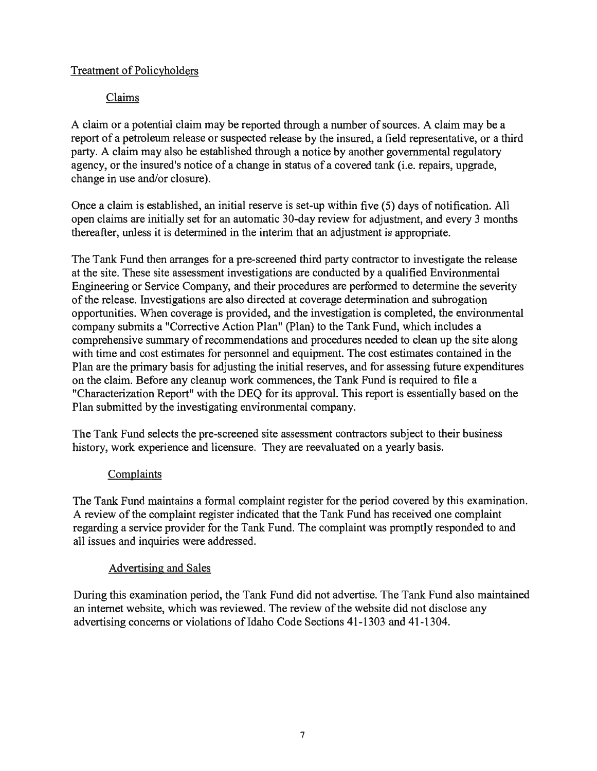## Treatment of Policyholders

### Claims

A claim or a potential claim may be reported through a number of sources. A claim may be a report of a petroleum release or suspected release by the insured, a field representative, or a third party. A claim may also be established through a notice by another governmental regulatory agency, or the insured's notice of a change in status of a covered tank (i.e. repairs, upgrade, change in use and/or closure).

Once a claim is established, an initial reserve is set-up within five (5) days of notification. All open claims are initially set for an automatic 30-day review for adjustment, and every 3 months thereafter, unless it is determined in the interim that an adjustment is appropriate.

The Tank Fund then arranges for a pre-screened third party contractor to investigate the release at the site. These site assessment investigations are conducted by a qualified Environmental Engineering or Service Company, and their procedures are performed to determine the severity of the release. Investigations are also directed at coverage determination and subrogation opportunities. When coverage is provided, and the investigation is completed, the environmental company submits a "Corrective Action Plan" (Plan) to the Tank Fund, which includes a comprehensive summary of recommendations and procedures needed to clean up the site along with time and cost estimates for personnel and equipment. The cost estimates contained in the Plan are the primary basis for adjusting the initial reserves, and for assessing future expenditures on the claim. Before any cleanup work commences, the Tank Fund is required to file a "Characterization Report" with the DEQ for its approval. This report is essentially based on the Plan submitted by the investigating environmental company.

The Tank Fund selects the pre-screened site assessment contractors subject to their business history, work experience and licensure. They are reevaluated on a yearly basis.

### Complaints

The Tank Fund maintains a formal complaint register for the period covered by this examination. A review of the complaint register indicated that the Tank Fund has received one complaint regarding a service provider for the Tank Fund. The complaint was promptly responded to and all issues and inquiries were addressed.

### Advertising and Sales

During this examination period, the Tank Fund did not advertise. The Tank Fund also maintained an internet website, which was reviewed. The review of the website did not disclose any advertising concerns or violations of Idaho Code Sections 41-1303 and 41-1304.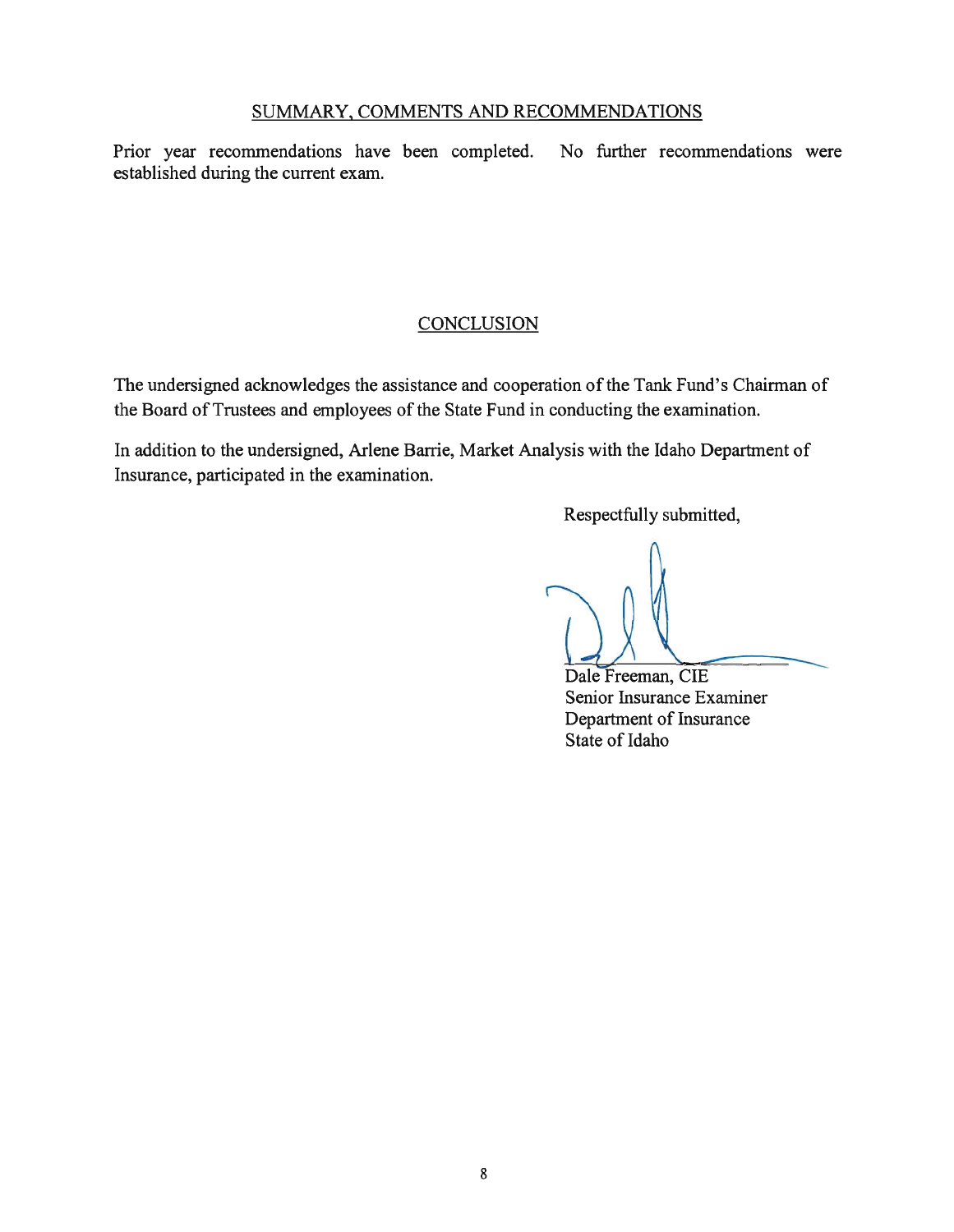## SUMMARY, COMMENTS AND RECOMMENDATIONS

Prior year recommendations have been completed. No further recommendations were established during the current exam.

## CONCLUSION

The undersigned acknowledges the assistance and cooperation of the Tank Fund's Chairman of the Board of Trustees and employees of the State Fund in conducting the examination.

In addition to the undersigned, Arlene Barrie, Market Analysis with the Idaho Department of Insurance, participated in the examination.

Respectfully submitted,

Dale Freeman, CIE
Senior Insurance Examiner
Department of Insurance
State of Idaho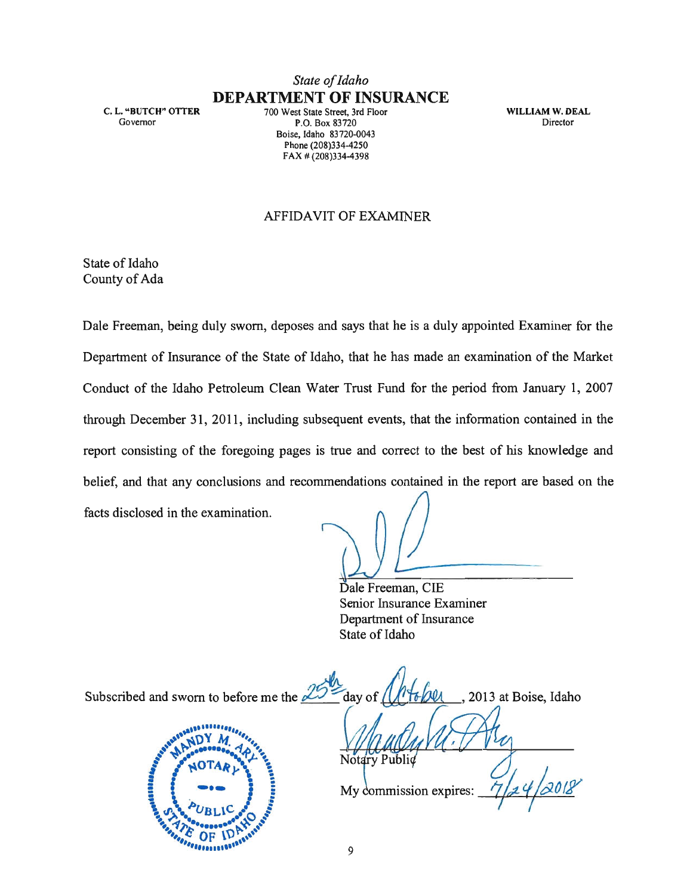*State of Idaho*

**DEPARTMENT OF INSURANCE**

C. L. "BUTCH" OTTER
Governor

700 West State Street, 3rd Floor
P.O. Box 83720
Boise, Idaho 83720-0043
Phone (208)334-4250
FAX # (208)334-4398

WILLIAM W. DEAL
Director

AFFIDAVIT OF EXAMINER

State of Idaho
County of Ada

Dale Freeman, being duly sworn, deposes and says that he is a duly appointed Examiner for the Department of Insurance of the State of Idaho, that he has made an examination of the Market Conduct of the Idaho Petroleum Clean Water Trust Fund for the period from January 1, 2007 through December 31, 2011, including subsequent events, that the information contained in the report consisting of the foregoing pages is true and correct to the best of his knowledge and belief, and that any conclusions and recommendations contained in the report are based on the facts disclosed in the examination.

Dale Freeman, CIE
Senior Insurance Examiner
Department of Insurance
State of Idaho

Subscribed and sworn to before me the 25th day of October, 2013 at Boise, Idaho

MANDY M. ARY
NOTARY PUBLIC
STATE OF IDAHO

Notary Public

My commission expires: 7/24/2018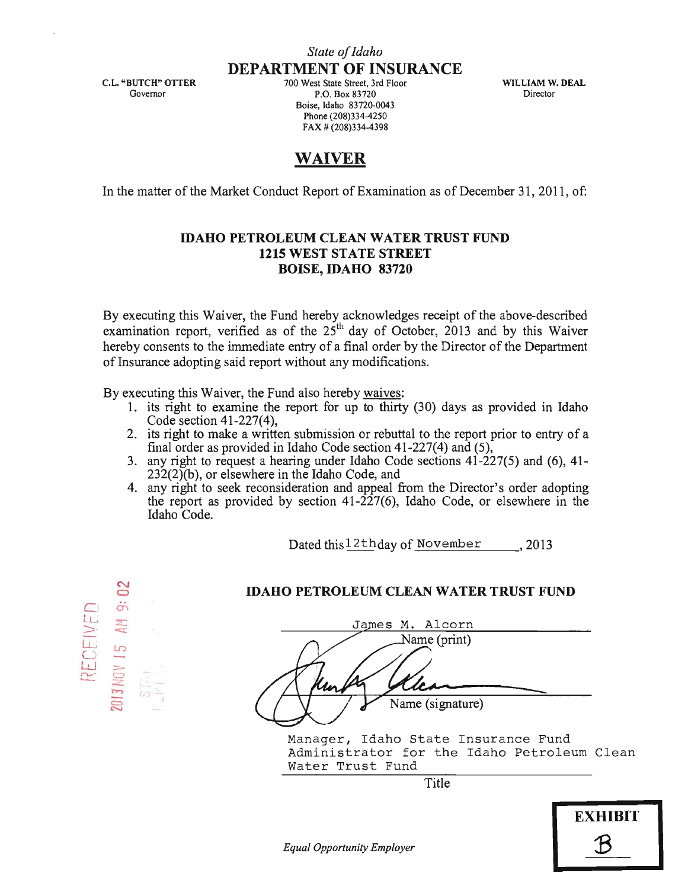*State of Idaho*

**DEPARTMENT OF INSURANCE**

**C.L. "BUTCH" OTTER**
Governor

700 West State Street, 3rd Floor
P.O. Box 83720
Boise, Idaho 83720-0043
Phone (208)334-4250
FAX # (208)334-4398

**WILLIAM W. DEAL**
Director

# WAIVER

In the matter of the Market Conduct Report of Examination as of December 31, 2011, of:

**IDAHO PETROLEUM CLEAN WATER TRUST FUND**
**1215 WEST STATE STREET**
**BOISE, IDAHO 83720**

By executing this Waiver, the Fund hereby acknowledges receipt of the above-described examination report, verified as of the 25th day of October, 2013 and by this Waiver hereby consents to the immediate entry of a final order by the Director of the Department of Insurance adopting said report without any modifications.

By executing this Waiver, the Fund also hereby waives:

1. its right to examine the report for up to thirty (30) days as provided in Idaho Code section 41-227(4),
2. its right to make a written submission or rebuttal to the report prior to entry of a final order as provided in Idaho Code section 41-227(4) and (5),
3. any right to request a hearing under Idaho Code sections 41-227(5) and (6), 41-232(2)(b), or elsewhere in the Idaho Code, and
4. any right to seek reconsideration and appeal from the Director's order adopting the report as provided by section 41-227(6), Idaho Code, or elsewhere in the Idaho Code.

Dated this 12th day of November, 2013

RECEIVED
2013 NOV 15 AM 9:02

**IDAHO PETROLEUM CLEAN WATER TRUST FUND**

James M. Alcorn
Name (print)

[Signature]
Name (signature)

Manager, Idaho State Insurance Fund Administrator for the Idaho Petroleum Clean Water Trust Fund
Title

*Equal Opportunity Employer*

**EXHIBIT**
**B**